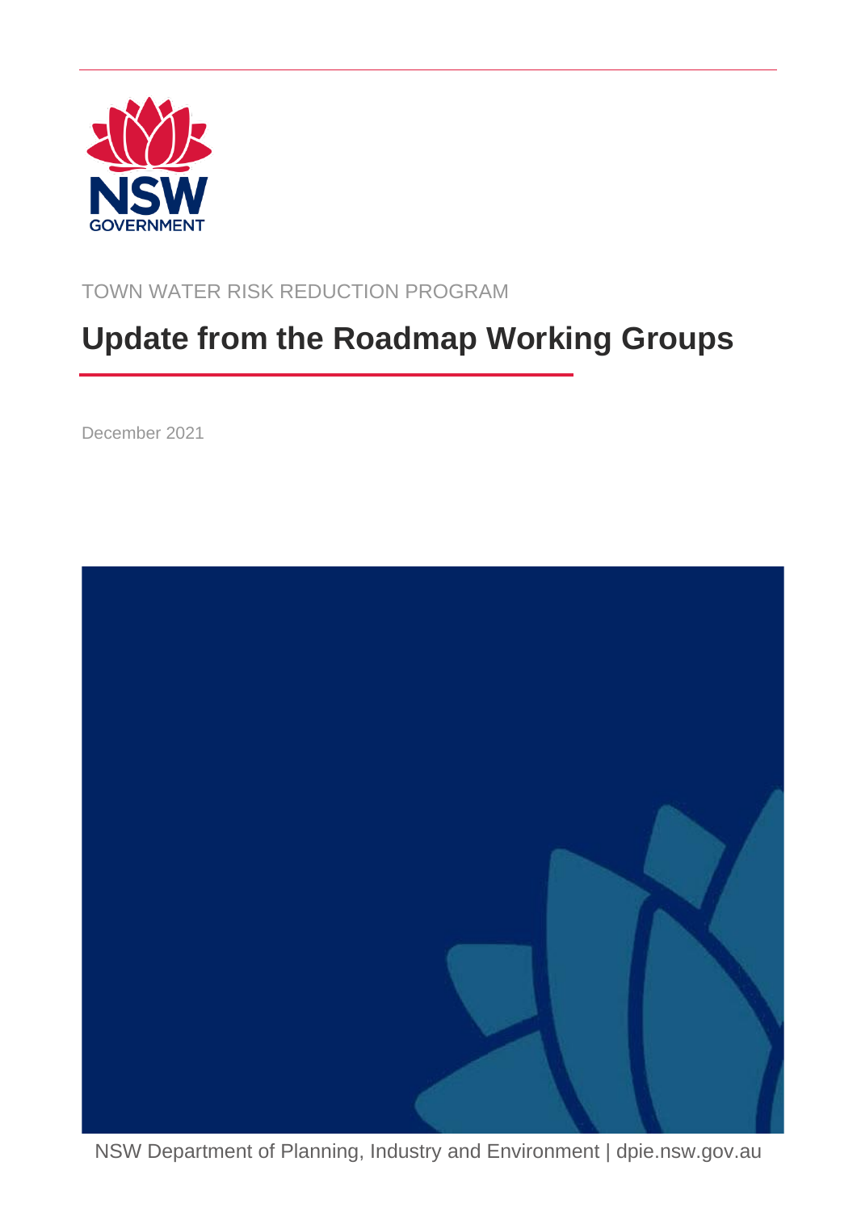TOWN WATER RISK REDUCTION PROGRAM

# Update from the Roadmap Working Groups

December 2021

NSW Department of Planning, Industry and Environment | dpie.nsw.gov.au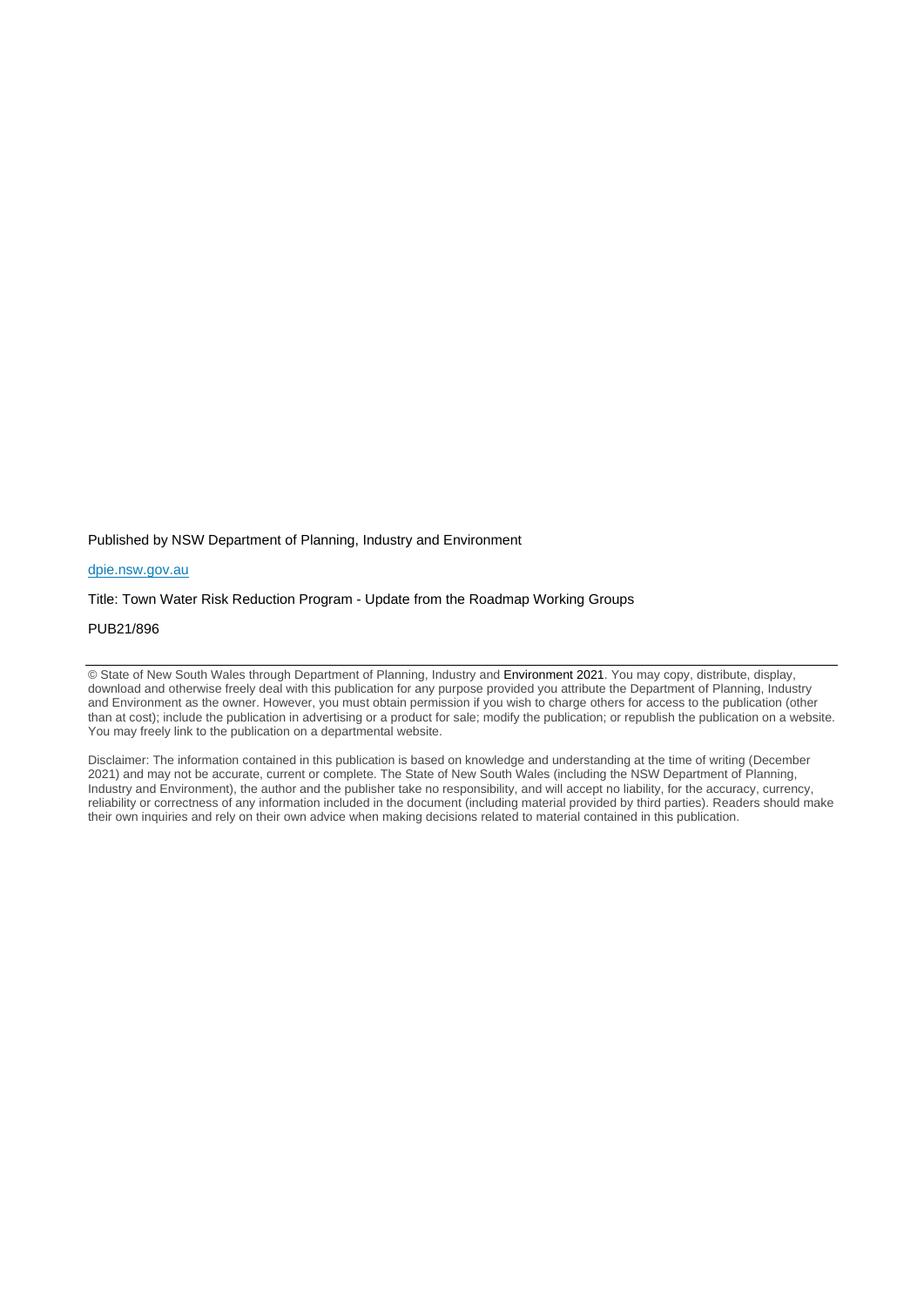Published by NSW Department of Planning, Industry and Environment

[dpie.nsw.gov.au](dpie.nsw.gov.au)

Title: Town Water Risk Reduction Program - Update from the Roadmap Working Groups

PUB21/896

---

© State of New South Wales through Department of Planning, Industry and Environment 2021. You may copy, distribute, display, download and otherwise freely deal with this publication for any purpose provided you attribute the Department of Planning, Industry and Environment as the owner. However, you must obtain permission if you wish to charge others for access to the publication (other than at cost); include the publication in advertising or a product for sale; modify the publication; or republish the publication on a website. You may freely link to the publication on a departmental website.

Disclaimer: The information contained in this publication is based on knowledge and understanding at the time of writing (December 2021) and may not be accurate, current or complete. The State of New South Wales (including the NSW Department of Planning, Industry and Environment), the author and the publisher take no responsibility, and will accept no liability, for the accuracy, currency, reliability or correctness of any information included in the document (including material provided by third parties). Readers should make their own inquiries and rely on their own advice when making decisions related to material contained in this publication.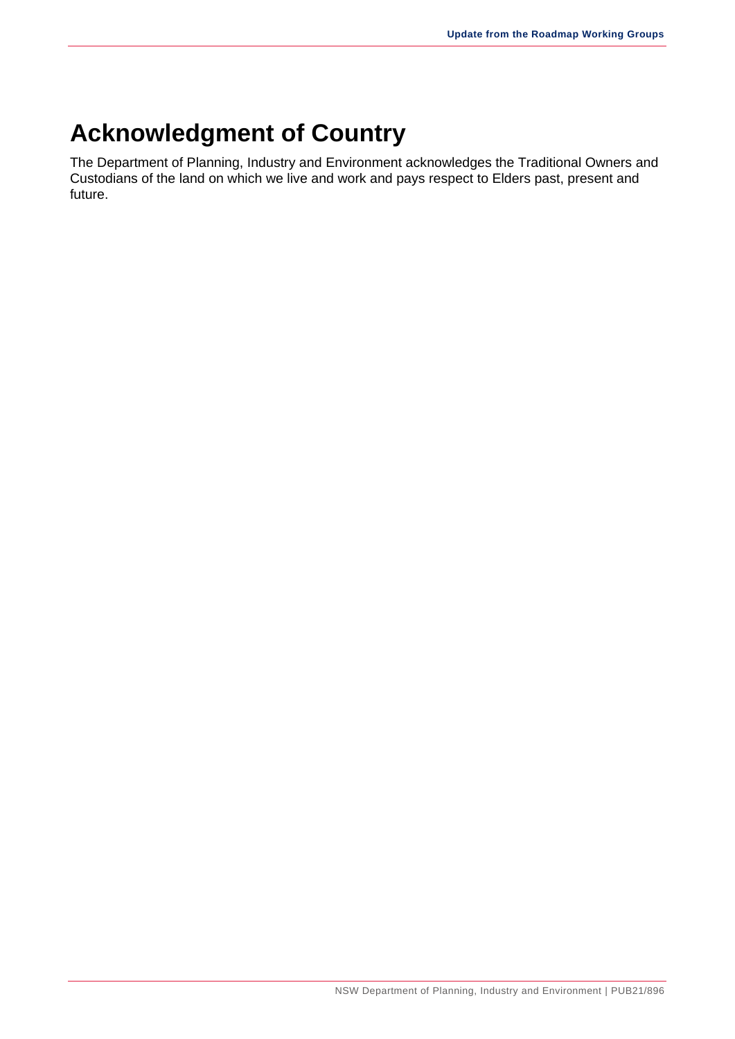# Acknowledgment of Country

The Department of Planning, Industry and Environment acknowledges the Traditional Owners and Custodians of the land on which we live and work and pays respect to Elders past, present and future.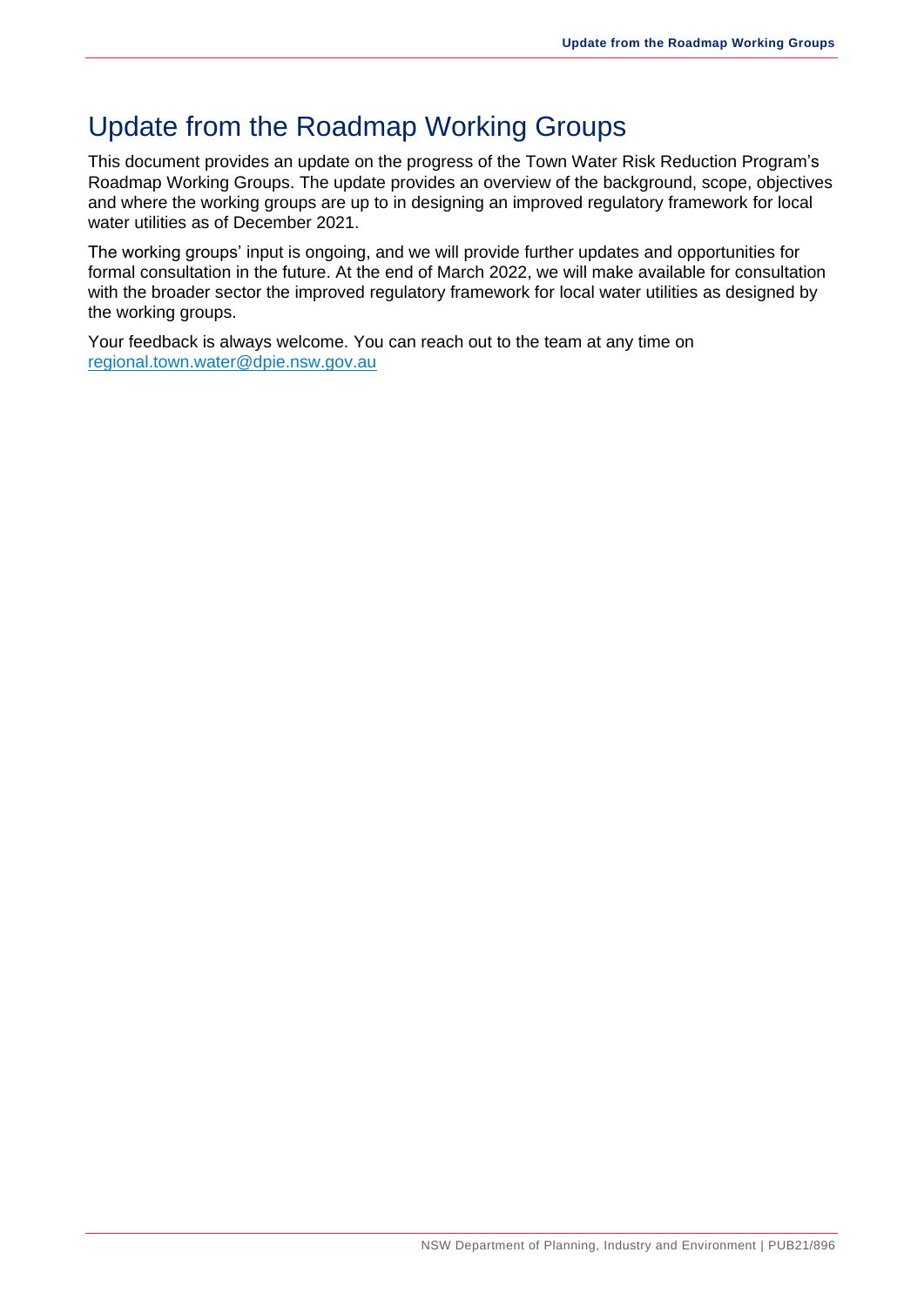# Update from the Roadmap Working Groups

This document provides an update on the progress of the Town Water Risk Reduction Program's Roadmap Working Groups. The update provides an overview of the background, scope, objectives and where the working groups are up to in designing an improved regulatory framework for local water utilities as of December 2021.

The working groups' input is ongoing, and we will provide further updates and opportunities for formal consultation in the future. At the end of March 2022, we will make available for consultation with the broader sector the improved regulatory framework for local water utilities as designed by the working groups.

Your feedback is always welcome. You can reach out to the team at any time on [regional.town.water@dpie.nsw.gov.au](mailto:regional.town.water@dpie.nsw.gov.au)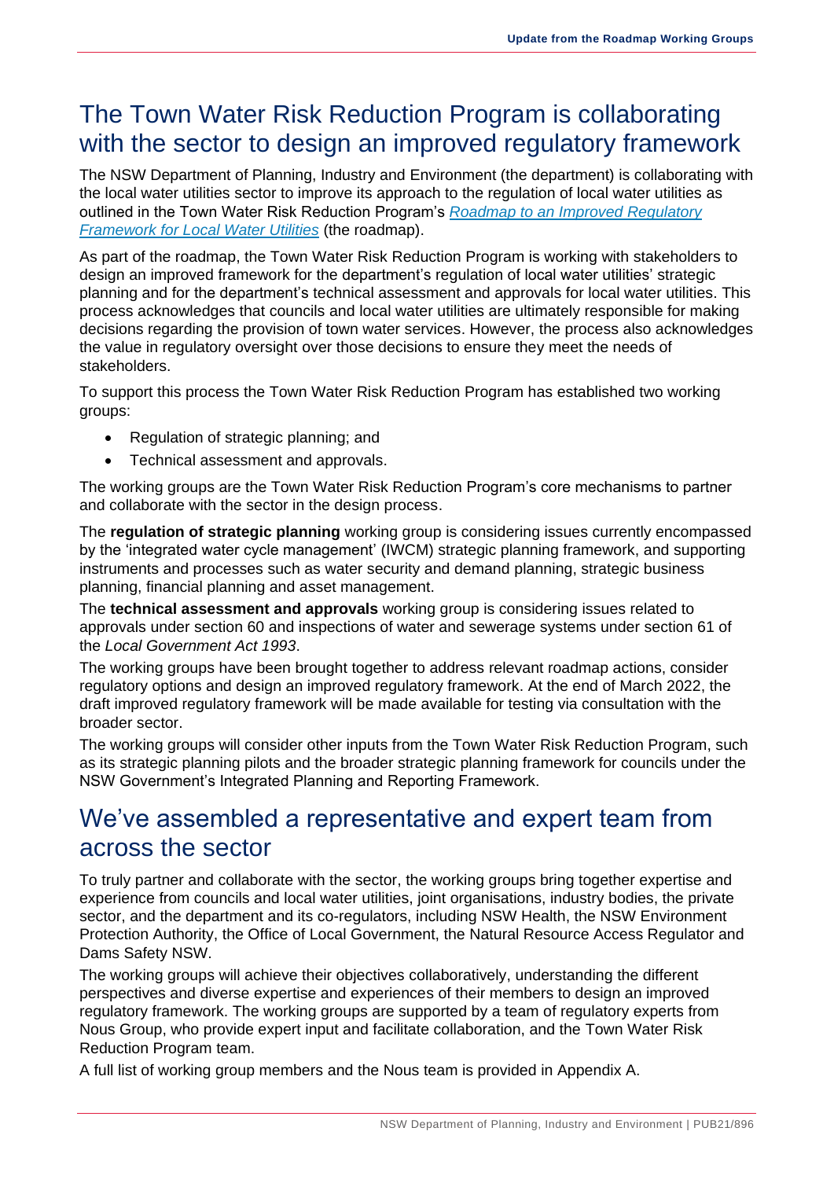# The Town Water Risk Reduction Program is collaborating with the sector to design an improved regulatory framework

The NSW Department of Planning, Industry and Environment (the department) is collaborating with the local water utilities sector to improve its approach to the regulation of local water utilities as outlined in the Town Water Risk Reduction Program's *Roadmap to an Improved Regulatory Framework for Local Water Utilities* (the roadmap).

As part of the roadmap, the Town Water Risk Reduction Program is working with stakeholders to design an improved framework for the department's regulation of local water utilities' strategic planning and for the department's technical assessment and approvals for local water utilities. This process acknowledges that councils and local water utilities are ultimately responsible for making decisions regarding the provision of town water services. However, the process also acknowledges the value in regulatory oversight over those decisions to ensure they meet the needs of stakeholders.

To support this process the Town Water Risk Reduction Program has established two working groups:

- Regulation of strategic planning; and
- Technical assessment and approvals.

The working groups are the Town Water Risk Reduction Program's core mechanisms to partner and collaborate with the sector in the design process.

The **regulation of strategic planning** working group is considering issues currently encompassed by the 'integrated water cycle management' (IWCM) strategic planning framework, and supporting instruments and processes such as water security and demand planning, strategic business planning, financial planning and asset management.

The **technical assessment and approvals** working group is considering issues related to approvals under section 60 and inspections of water and sewerage systems under section 61 of the *Local Government Act 1993*.

The working groups have been brought together to address relevant roadmap actions, consider regulatory options and design an improved regulatory framework. At the end of March 2022, the draft improved regulatory framework will be made available for testing via consultation with the broader sector.

The working groups will consider other inputs from the Town Water Risk Reduction Program, such as its strategic planning pilots and the broader strategic planning framework for councils under the NSW Government's Integrated Planning and Reporting Framework.

# We've assembled a representative and expert team from across the sector

To truly partner and collaborate with the sector, the working groups bring together expertise and experience from councils and local water utilities, joint organisations, industry bodies, the private sector, and the department and its co-regulators, including NSW Health, the NSW Environment Protection Authority, the Office of Local Government, the Natural Resource Access Regulator and Dams Safety NSW.

The working groups will achieve their objectives collaboratively, understanding the different perspectives and diverse expertise and experiences of their members to design an improved regulatory framework. The working groups are supported by a team of regulatory experts from Nous Group, who provide expert input and facilitate collaboration, and the Town Water Risk Reduction Program team.

A full list of working group members and the Nous team is provided in Appendix A.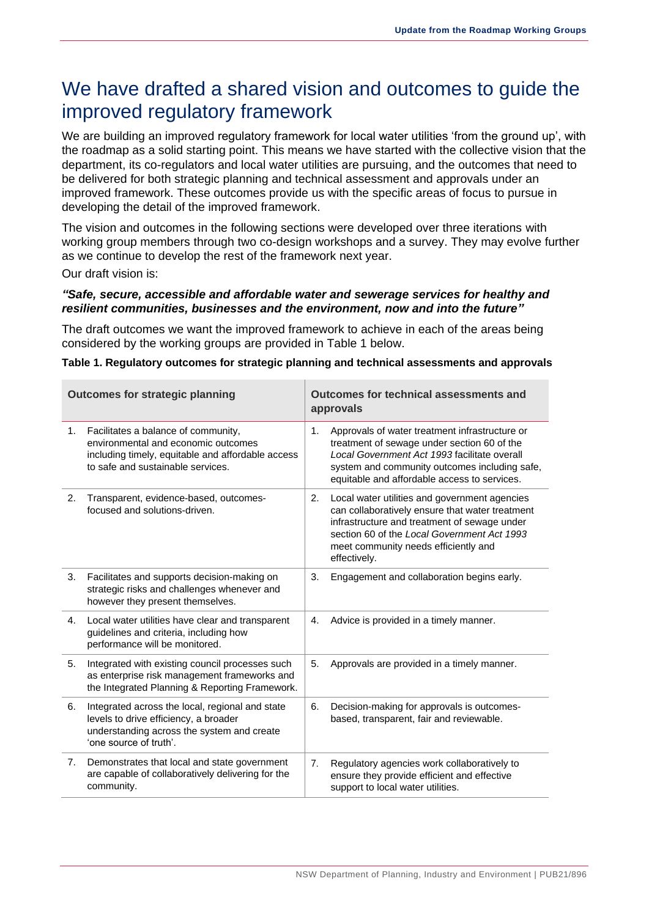# We have drafted a shared vision and outcomes to guide the improved regulatory framework

We are building an improved regulatory framework for local water utilities 'from the ground up', with the roadmap as a solid starting point. This means we have started with the collective vision that the department, its co-regulators and local water utilities are pursuing, and the outcomes that need to be delivered for both strategic planning and technical assessment and approvals under an improved framework. These outcomes provide us with the specific areas of focus to pursue in developing the detail of the improved framework.

The vision and outcomes in the following sections were developed over three iterations with working group members through two co-design workshops and a survey. They may evolve further as we continue to develop the rest of the framework next year.

Our draft vision is:

***"Safe, secure, accessible and affordable water and sewerage services for healthy and resilient communities, businesses and the environment, now and into the future"***

The draft outcomes we want the improved framework to achieve in each of the areas being considered by the working groups are provided in Table 1 below.

**Table 1. Regulatory outcomes for strategic planning and technical assessments and approvals**

| Outcomes for strategic planning | Outcomes for technical assessments and approvals |
|---|---|
| 1. Facilitates a balance of community, environmental and economic outcomes including timely, equitable and affordable access to safe and sustainable services. | 1. Approvals of water treatment infrastructure or treatment of sewage under section 60 of the *Local Government Act 1993* facilitate overall system and community outcomes including safe, equitable and affordable access to services. |
| 2. Transparent, evidence-based, outcomes-focused and solutions-driven. | 2. Local water utilities and government agencies can collaboratively ensure that water treatment infrastructure and treatment of sewage under section 60 of the *Local Government Act 1993* meet community needs efficiently and effectively. |
| 3. Facilitates and supports decision-making on strategic risks and challenges whenever and however they present themselves. | 3. Engagement and collaboration begins early. |
| 4. Local water utilities have clear and transparent guidelines and criteria, including how performance will be monitored. | 4. Advice is provided in a timely manner. |
| 5. Integrated with existing council processes such as enterprise risk management frameworks and the Integrated Planning & Reporting Framework. | 5. Approvals are provided in a timely manner. |
| 6. Integrated across the local, regional and state levels to drive efficiency, a broader understanding across the system and create 'one source of truth'. | 6. Decision-making for approvals is outcomes-based, transparent, fair and reviewable. |
| 7. Demonstrates that local and state government are capable of collaboratively delivering for the community. | 7. Regulatory agencies work collaboratively to ensure they provide efficient and effective support to local water utilities. |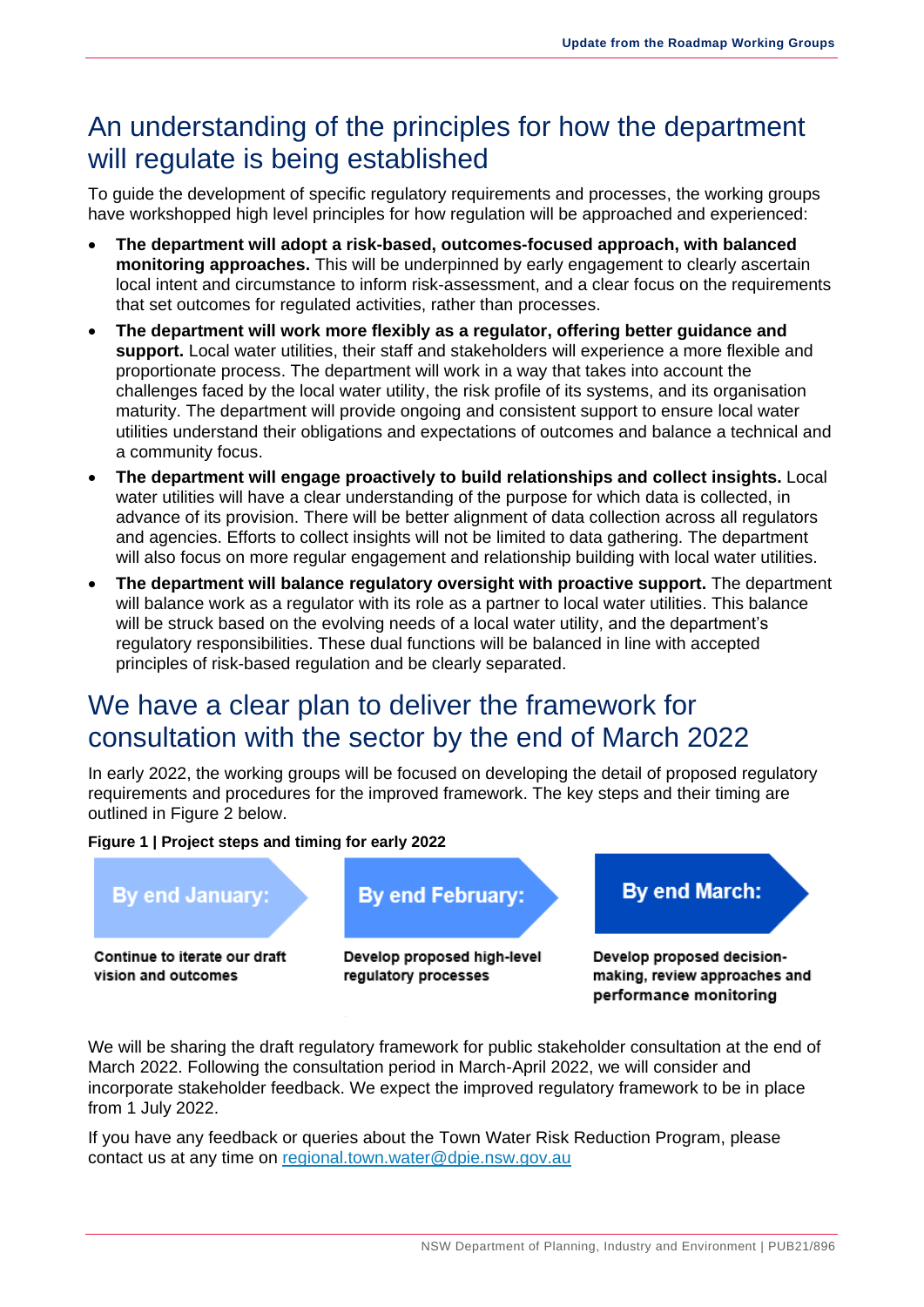## An understanding of the principles for how the department will regulate is being established

To guide the development of specific regulatory requirements and processes, the working groups have workshopped high level principles for how regulation will be approached and experienced:

- **The department will adopt a risk-based, outcomes-focused approach, with balanced monitoring approaches.** This will be underpinned by early engagement to clearly ascertain local intent and circumstance to inform risk-assessment, and a clear focus on the requirements that set outcomes for regulated activities, rather than processes.
- **The department will work more flexibly as a regulator, offering better guidance and support.** Local water utilities, their staff and stakeholders will experience a more flexible and proportionate process. The department will work in a way that takes into account the challenges faced by the local water utility, the risk profile of its systems, and its organisation maturity. The department will provide ongoing and consistent support to ensure local water utilities understand their obligations and expectations of outcomes and balance a technical and a community focus.
- **The department will engage proactively to build relationships and collect insights.** Local water utilities will have a clear understanding of the purpose for which data is collected, in advance of its provision. There will be better alignment of data collection across all regulators and agencies. Efforts to collect insights will not be limited to data gathering. The department will also focus on more regular engagement and relationship building with local water utilities.
- **The department will balance regulatory oversight with proactive support.** The department will balance work as a regulator with its role as a partner to local water utilities. This balance will be struck based on the evolving needs of a local water utility, and the department's regulatory responsibilities. These dual functions will be balanced in line with accepted principles of risk-based regulation and be clearly separated.

## We have a clear plan to deliver the framework for consultation with the sector by the end of March 2022

In early 2022, the working groups will be focused on developing the detail of proposed regulatory requirements and procedures for the improved framework. The key steps and their timing are outlined in Figure 2 below.

**Figure 1 | Project steps and timing for early 2022**

| By end January: | By end February: | By end March: |
|---|---|---|
| Continue to iterate our draft vision and outcomes | Develop proposed high-level regulatory processes | Develop proposed decision-making, review approaches and performance monitoring |

We will be sharing the draft regulatory framework for public stakeholder consultation at the end of March 2022. Following the consultation period in March-April 2022, we will consider and incorporate stakeholder feedback. We expect the improved regulatory framework to be in place from 1 July 2022.

If you have any feedback or queries about the Town Water Risk Reduction Program, please contact us at any time on [regional.town.water@dpie.nsw.gov.au](mailto:regional.town.water@dpie.nsw.gov.au)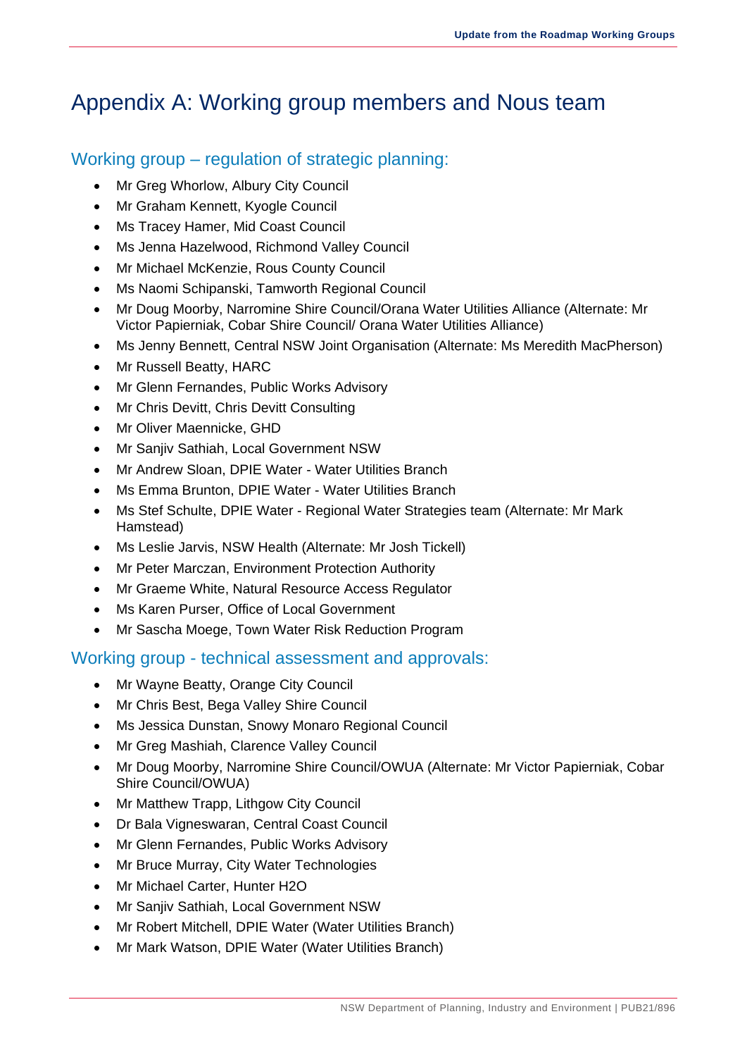# Appendix A: Working group members and Nous team

## Working group – regulation of strategic planning:

- Mr Greg Whorlow, Albury City Council
- Mr Graham Kennett, Kyogle Council
- Ms Tracey Hamer, Mid Coast Council
- Ms Jenna Hazelwood, Richmond Valley Council
- Mr Michael McKenzie, Rous County Council
- Ms Naomi Schipanski, Tamworth Regional Council
- Mr Doug Moorby, Narromine Shire Council/Orana Water Utilities Alliance (Alternate: Mr Victor Papierniak, Cobar Shire Council/ Orana Water Utilities Alliance)
- Ms Jenny Bennett, Central NSW Joint Organisation (Alternate: Ms Meredith MacPherson)
- Mr Russell Beatty, HARC
- Mr Glenn Fernandes, Public Works Advisory
- Mr Chris Devitt, Chris Devitt Consulting
- Mr Oliver Maennicke, GHD
- Mr Sanjiv Sathiah, Local Government NSW
- Mr Andrew Sloan, DPIE Water - Water Utilities Branch
- Ms Emma Brunton, DPIE Water - Water Utilities Branch
- Ms Stef Schulte, DPIE Water - Regional Water Strategies team (Alternate: Mr Mark Hamstead)
- Ms Leslie Jarvis, NSW Health (Alternate: Mr Josh Tickell)
- Mr Peter Marczan, Environment Protection Authority
- Mr Graeme White, Natural Resource Access Regulator
- Ms Karen Purser, Office of Local Government
- Mr Sascha Moege, Town Water Risk Reduction Program

## Working group - technical assessment and approvals:

- Mr Wayne Beatty, Orange City Council
- Mr Chris Best, Bega Valley Shire Council
- Ms Jessica Dunstan, Snowy Monaro Regional Council
- Mr Greg Mashiah, Clarence Valley Council
- Mr Doug Moorby, Narromine Shire Council/OWUA (Alternate: Mr Victor Papierniak, Cobar Shire Council/OWUA)
- Mr Matthew Trapp, Lithgow City Council
- Dr Bala Vigneswaran, Central Coast Council
- Mr Glenn Fernandes, Public Works Advisory
- Mr Bruce Murray, City Water Technologies
- Mr Michael Carter, Hunter H2O
- Mr Sanjiv Sathiah, Local Government NSW
- Mr Robert Mitchell, DPIE Water (Water Utilities Branch)
- Mr Mark Watson, DPIE Water (Water Utilities Branch)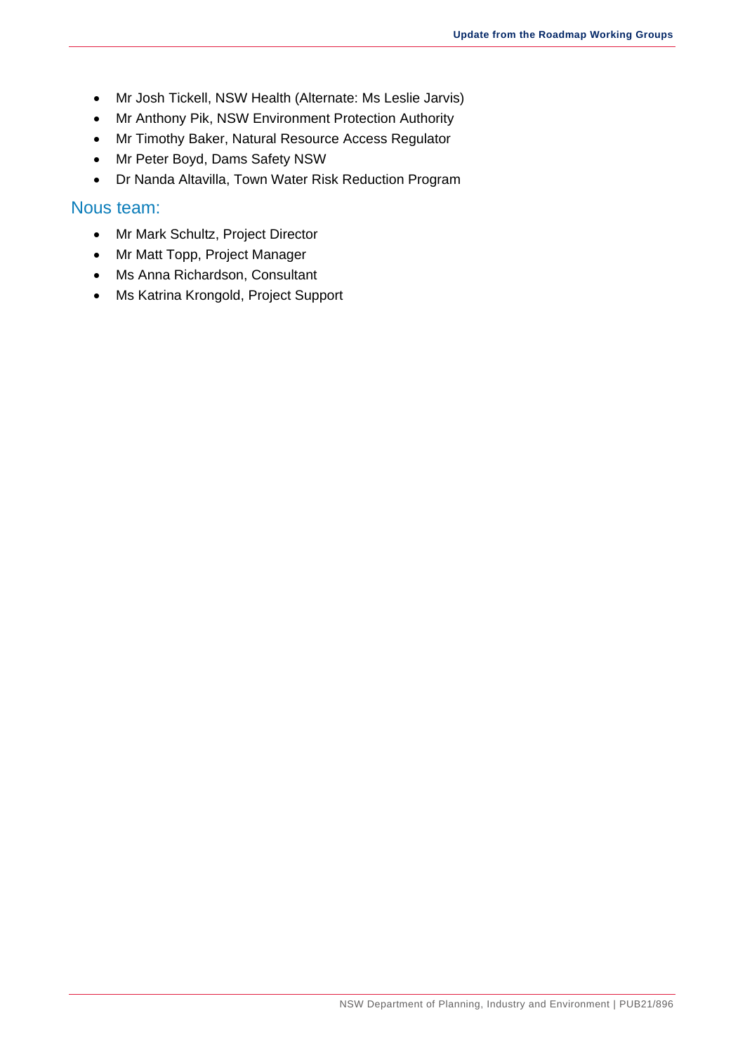- Mr Josh Tickell, NSW Health (Alternate: Ms Leslie Jarvis)
- Mr Anthony Pik, NSW Environment Protection Authority
- Mr Timothy Baker, Natural Resource Access Regulator
- Mr Peter Boyd, Dams Safety NSW
- Dr Nanda Altavilla, Town Water Risk Reduction Program

## Nous team:

- Mr Mark Schultz, Project Director
- Mr Matt Topp, Project Manager
- Ms Anna Richardson, Consultant
- Ms Katrina Krongold, Project Support